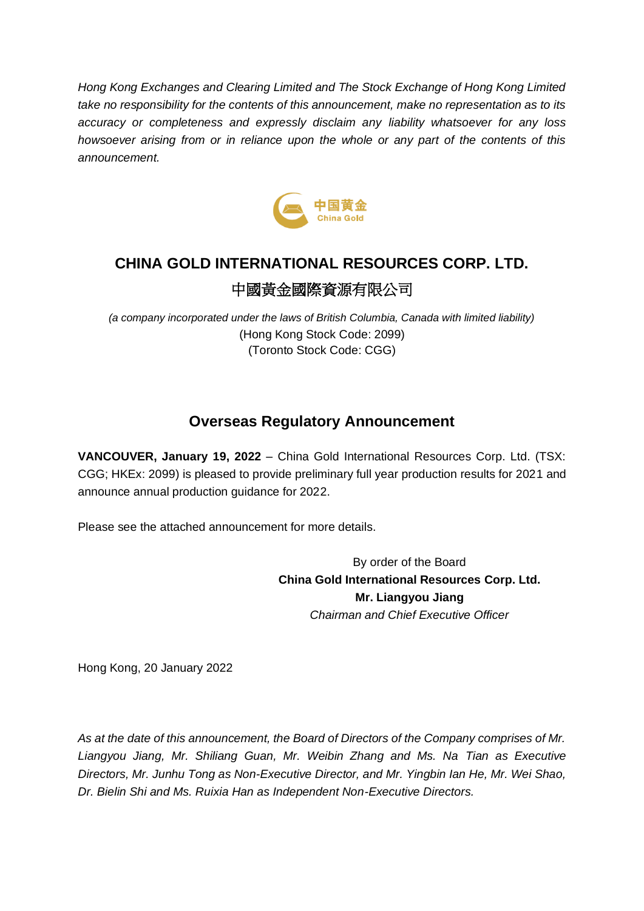*Hong Kong Exchanges and Clearing Limited and The Stock Exchange of Hong Kong Limited take no responsibility for the contents of this announcement, make no representation as to its accuracy or completeness and expressly disclaim any liability whatsoever for any loss howsoever arising from or in reliance upon the whole or any part of the contents of this announcement.*

中国黄金
China Gold

# CHINA GOLD INTERNATIONAL RESOURCES CORP. LTD.

# 中國黃金國際資源有限公司

*(a company incorporated under the laws of British Columbia, Canada with limited liability)*
(Hong Kong Stock Code: 2099)
(Toronto Stock Code: CGG)

## Overseas Regulatory Announcement

**VANCOUVER, January 19, 2022** – China Gold International Resources Corp. Ltd. (TSX: CGG; HKEx: 2099) is pleased to provide preliminary full year production results for 2021 and announce annual production guidance for 2022.

Please see the attached announcement for more details.

By order of the Board
**China Gold International Resources Corp. Ltd.**
**Mr. Liangyou Jiang**
*Chairman and Chief Executive Officer*

Hong Kong, 20 January 2022

*As at the date of this announcement, the Board of Directors of the Company comprises of Mr. Liangyou Jiang, Mr. Shiliang Guan, Mr. Weibin Zhang and Ms. Na Tian as Executive Directors, Mr. Junhu Tong as Non-Executive Director, and Mr. Yingbin Ian He, Mr. Wei Shao, Dr. Bielin Shi and Ms. Ruixia Han as Independent Non-Executive Directors.*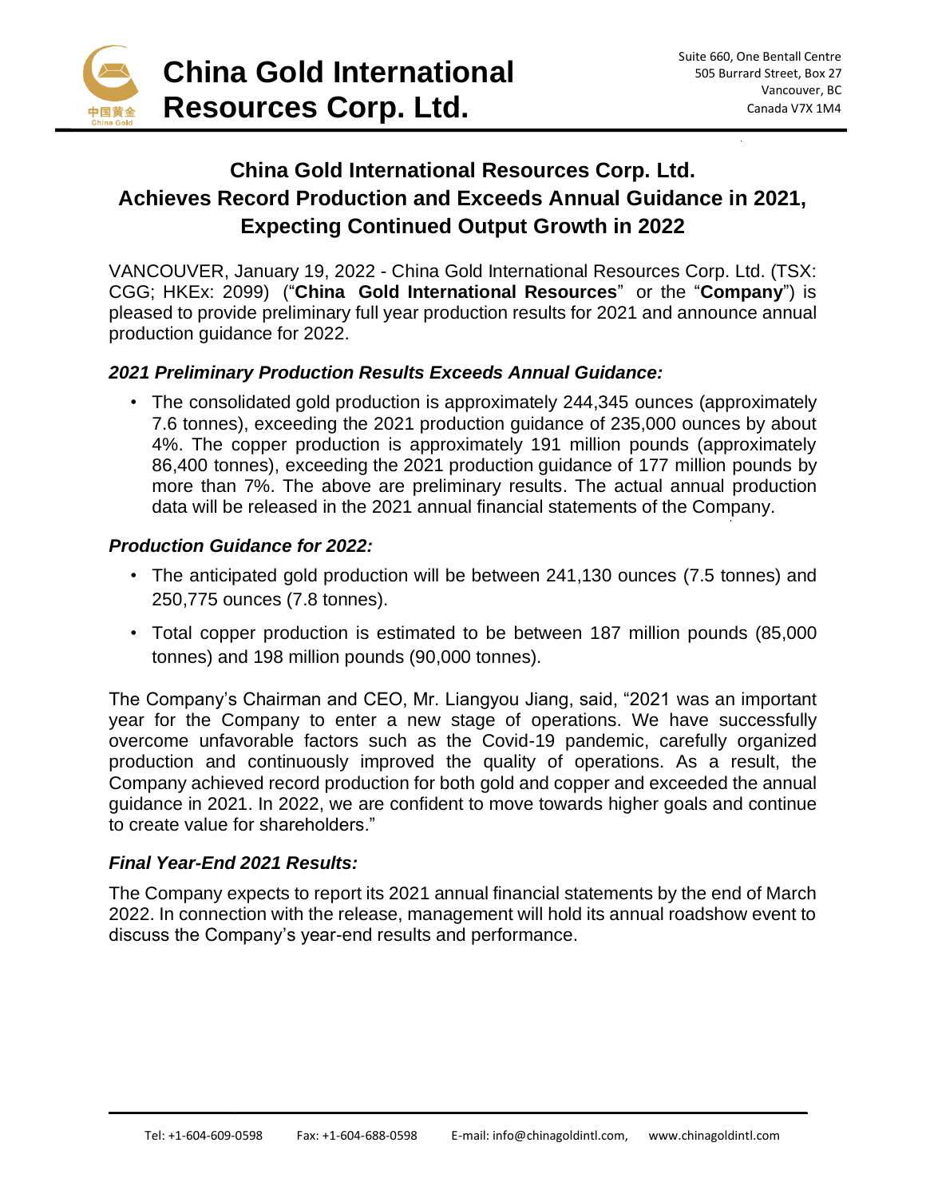# China Gold International Resources Corp. Ltd.

Suite 660, One Bentall Centre
505 Burrard Street, Box 27
Vancouver, BC
Canada V7X 1M4

## China Gold International Resources Corp. Ltd. Achieves Record Production and Exceeds Annual Guidance in 2021, Expecting Continued Output Growth in 2022

VANCOUVER, January 19, 2022 - China Gold International Resources Corp. Ltd. (TSX: CGG; HKEx: 2099) ("**China Gold International Resources**" or the "**Company**") is pleased to provide preliminary full year production results for 2021 and announce annual production guidance for 2022.

### *2021 Preliminary Production Results Exceeds Annual Guidance:*

- The consolidated gold production is approximately 244,345 ounces (approximately 7.6 tonnes), exceeding the 2021 production guidance of 235,000 ounces by about 4%. The copper production is approximately 191 million pounds (approximately 86,400 tonnes), exceeding the 2021 production guidance of 177 million pounds by more than 7%. The above are preliminary results. The actual annual production data will be released in the 2021 annual financial statements of the Company.

### *Production Guidance for 2022:*

- The anticipated gold production will be between 241,130 ounces (7.5 tonnes) and 250,775 ounces (7.8 tonnes).
- Total copper production is estimated to be between 187 million pounds (85,000 tonnes) and 198 million pounds (90,000 tonnes).

The Company's Chairman and CEO, Mr. Liangyou Jiang, said, "2021 was an important year for the Company to enter a new stage of operations. We have successfully overcome unfavorable factors such as the Covid-19 pandemic, carefully organized production and continuously improved the quality of operations. As a result, the Company achieved record production for both gold and copper and exceeded the annual guidance in 2021. In 2022, we are confident to move towards higher goals and continue to create value for shareholders."

### *Final Year-End 2021 Results:*

The Company expects to report its 2021 annual financial statements by the end of March 2022. In connection with the release, management will hold its annual roadshow event to discuss the Company's year-end results and performance.

Tel: +1-604-609-0598 Fax: +1-604-688-0598 E-mail: info@chinagoldintl.com, www.chinagoldintl.com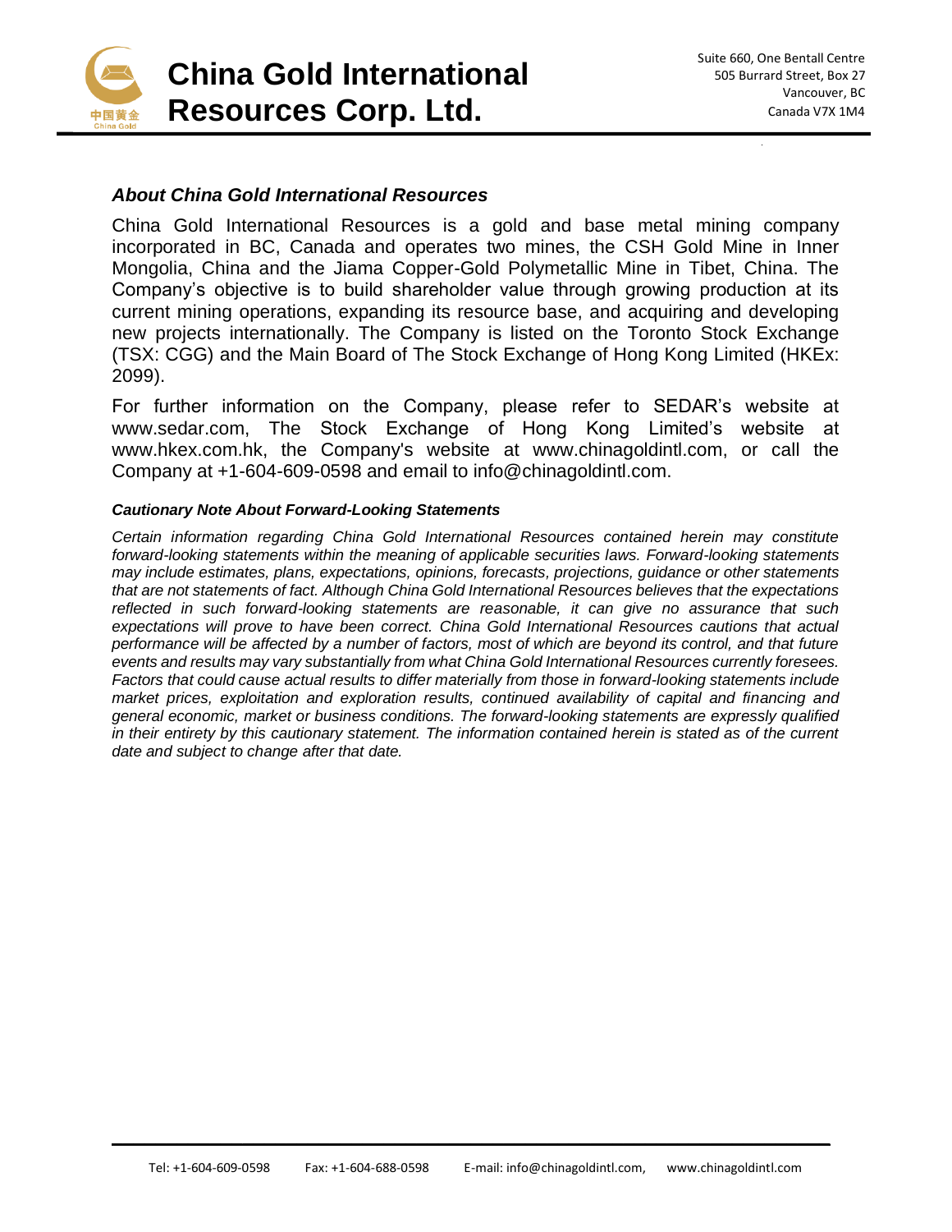### *About China Gold International Resources*

China Gold International Resources is a gold and base metal mining company incorporated in BC, Canada and operates two mines, the CSH Gold Mine in Inner Mongolia, China and the Jiama Copper-Gold Polymetallic Mine in Tibet, China. The Company's objective is to build shareholder value through growing production at its current mining operations, expanding its resource base, and acquiring and developing new projects internationally. The Company is listed on the Toronto Stock Exchange (TSX: CGG) and the Main Board of The Stock Exchange of Hong Kong Limited (HKEx: 2099).

For further information on the Company, please refer to SEDAR's website at www.sedar.com, The Stock Exchange of Hong Kong Limited's website at www.hkex.com.hk, the Company's website at www.chinagoldintl.com, or call the Company at +1-604-609-0598 and email to info@chinagoldintl.com.

#### *Cautionary Note About Forward-Looking Statements*

*Certain information regarding China Gold International Resources contained herein may constitute forward-looking statements within the meaning of applicable securities laws. Forward-looking statements may include estimates, plans, expectations, opinions, forecasts, projections, guidance or other statements that are not statements of fact. Although China Gold International Resources believes that the expectations reflected in such forward-looking statements are reasonable, it can give no assurance that such expectations will prove to have been correct. China Gold International Resources cautions that actual performance will be affected by a number of factors, most of which are beyond its control, and that future events and results may vary substantially from what China Gold International Resources currently foresees. Factors that could cause actual results to differ materially from those in forward-looking statements include market prices, exploitation and exploration results, continued availability of capital and financing and general economic, market or business conditions. The forward-looking statements are expressly qualified in their entirety by this cautionary statement. The information contained herein is stated as of the current date and subject to change after that date.*